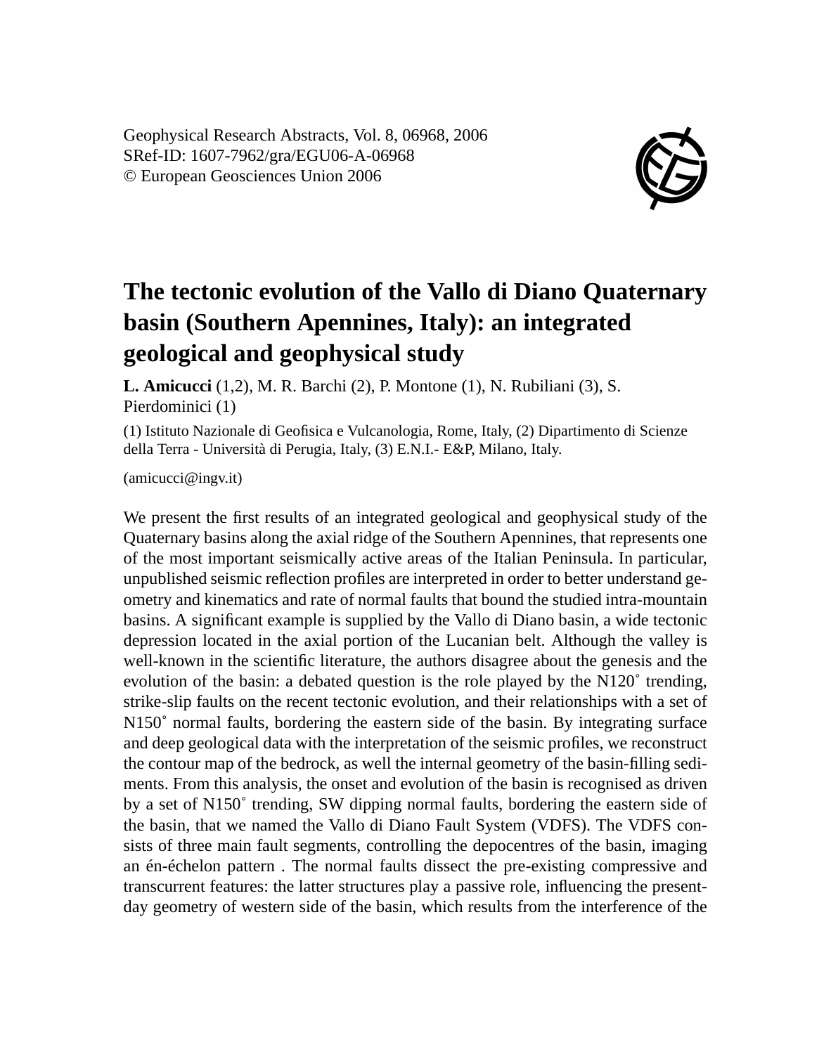Geophysical Research Abstracts, Vol. 8, 06968, 2006
SRef-ID: 1607-7962/gra/EGU06-A-06968
© European Geosciences Union 2006

# The tectonic evolution of the Vallo di Diano Quaternary basin (Southern Apennines, Italy): an integrated geological and geophysical study

**L. Amicucci** (1,2), M. R. Barchi (2), P. Montone (1), N. Rubiliani (3), S. Pierdominici (1)

(1) Istituto Nazionale di Geofisica e Vulcanologia, Rome, Italy, (2) Dipartimento di Scienze della Terra - Università di Perugia, Italy, (3) E.N.I.- E&P, Milano, Italy.

(amicucci@ingv.it)

We present the first results of an integrated geological and geophysical study of the Quaternary basins along the axial ridge of the Southern Apennines, that represents one of the most important seismically active areas of the Italian Peninsula. In particular, unpublished seismic reflection profiles are interpreted in order to better understand geometry and kinematics and rate of normal faults that bound the studied intra-mountain basins. A significant example is supplied by the Vallo di Diano basin, a wide tectonic depression located in the axial portion of the Lucanian belt. Although the valley is well-known in the scientific literature, the authors disagree about the genesis and the evolution of the basin: a debated question is the role played by the N120˚ trending, strike-slip faults on the recent tectonic evolution, and their relationships with a set of N150˚ normal faults, bordering the eastern side of the basin. By integrating surface and deep geological data with the interpretation of the seismic profiles, we reconstruct the contour map of the bedrock, as well the internal geometry of the basin-filling sediments. From this analysis, the onset and evolution of the basin is recognised as driven by a set of N150˚ trending, SW dipping normal faults, bordering the eastern side of the basin, that we named the Vallo di Diano Fault System (VDFS). The VDFS consists of three main fault segments, controlling the depocentres of the basin, imaging an én-échelon pattern . The normal faults dissect the pre-existing compressive and transcurrent features: the latter structures play a passive role, influencing the present-day geometry of western side of the basin, which results from the interference of the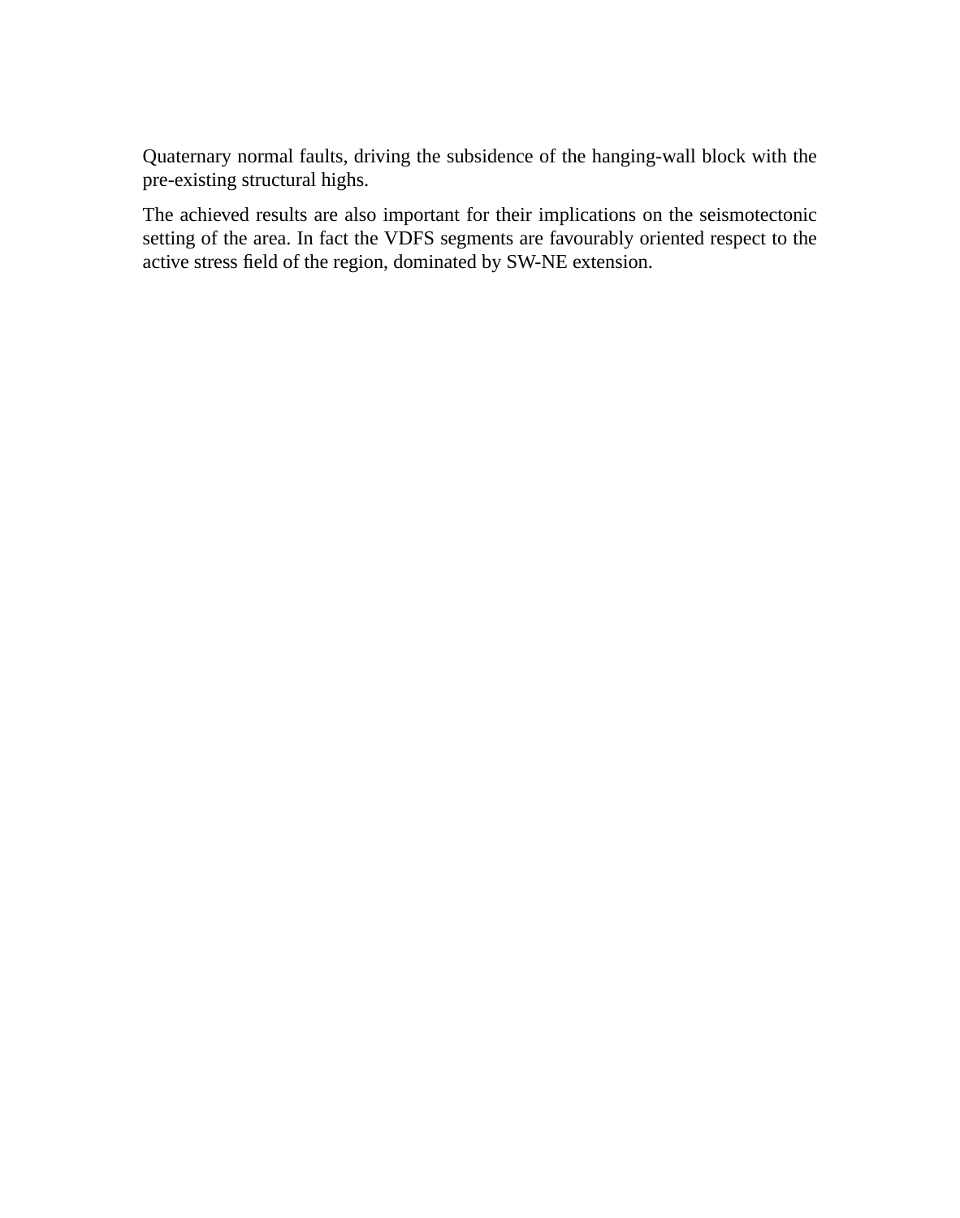Quaternary normal faults, driving the subsidence of the hanging-wall block with the pre-existing structural highs.

The achieved results are also important for their implications on the seismotectonic setting of the area. In fact the VDFS segments are favourably oriented respect to the active stress field of the region, dominated by SW-NE extension.